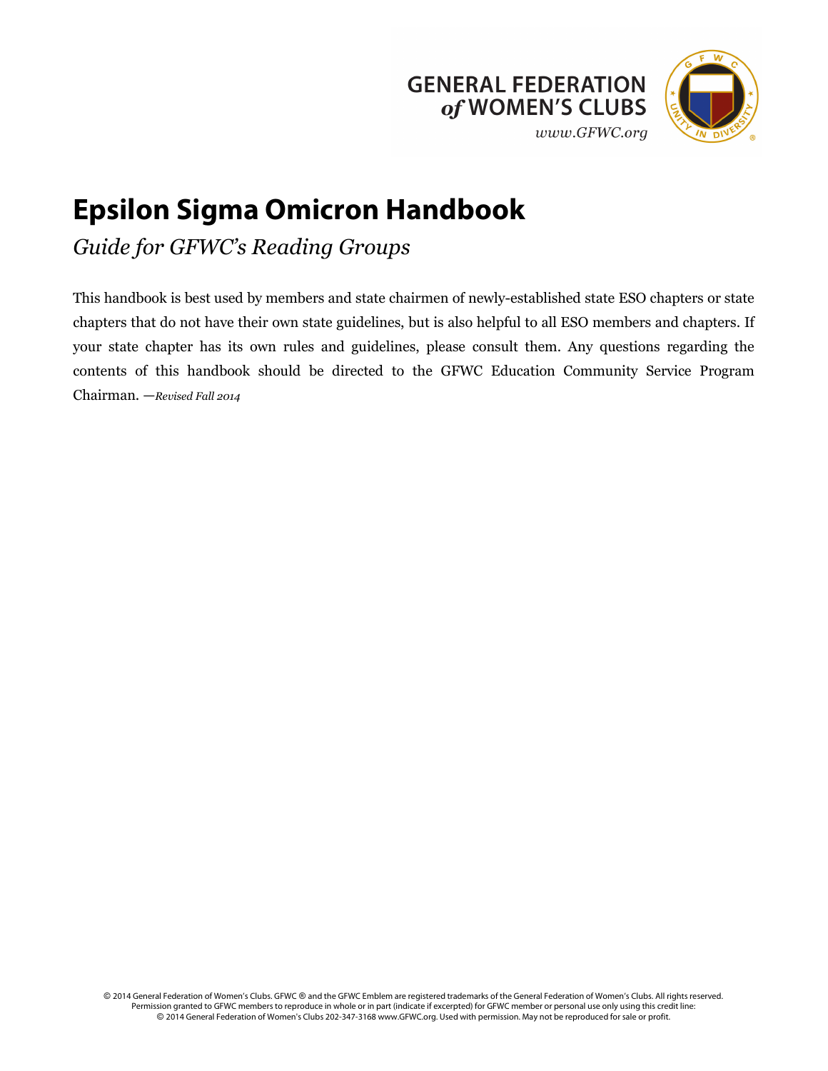GENERAL FEDERATION *of* WOMEN'S CLUBS

*www.GFWC.org*

# Epsilon Sigma Omicron Handbook

*Guide for GFWC's Reading Groups*

This handbook is best used by members and state chairmen of newly-established state ESO chapters or state chapters that do not have their own state guidelines, but is also helpful to all ESO members and chapters. If your state chapter has its own rules and guidelines, please consult them. Any questions regarding the contents of this handbook should be directed to the GFWC Education Community Service Program Chairman. —*Revised Fall 2014*

© 2014 General Federation of Women's Clubs. GFWC ® and the GFWC Emblem are registered trademarks of the General Federation of Women's Clubs. All rights reserved.
Permission granted to GFWC members to reproduce in whole or in part (indicate if excerpted) for GFWC member or personal use only using this credit line:
© 2014 General Federation of Women's Clubs 202-347-3168 www.GFWC.org. Used with permission. May not be reproduced for sale or profit.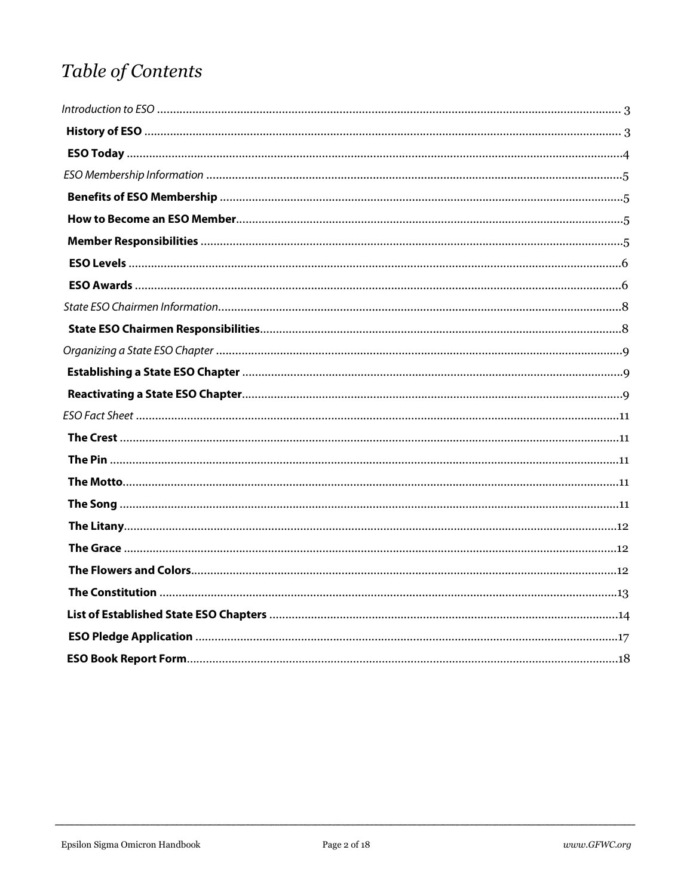# *Table of Contents*

*Introduction to ESO* ........................................................ 3

**History of ESO** ........................................................ 3

**ESO Today** ........................................................ 4

*ESO Membership Information* ........................................................ 5

**Benefits of ESO Membership** ........................................................ 5

**How to Become an ESO Member** ........................................................ 5

**Member Responsibilities** ........................................................ 5

**ESO Levels** ........................................................ 6

**ESO Awards** ........................................................ 6

*State ESO Chairmen Information* ........................................................ 8

**State ESO Chairmen Responsibilities** ........................................................ 8

*Organizing a State ESO Chapter* ........................................................ 9

**Establishing a State ESO Chapter** ........................................................ 9

**Reactivating a State ESO Chapter** ........................................................ 9

*ESO Fact Sheet* ........................................................ 11

**The Crest** ........................................................ 11

**The Pin** ........................................................ 11

**The Motto** ........................................................ 11

**The Song** ........................................................ 11

**The Litany** ........................................................ 12

**The Grace** ........................................................ 12

**The Flowers and Colors** ........................................................ 12

**The Constitution** ........................................................ 13

**List of Established State ESO Chapters** ........................................................ 14

**ESO Pledge Application** ........................................................ 17

**ESO Book Report Form** ........................................................ 18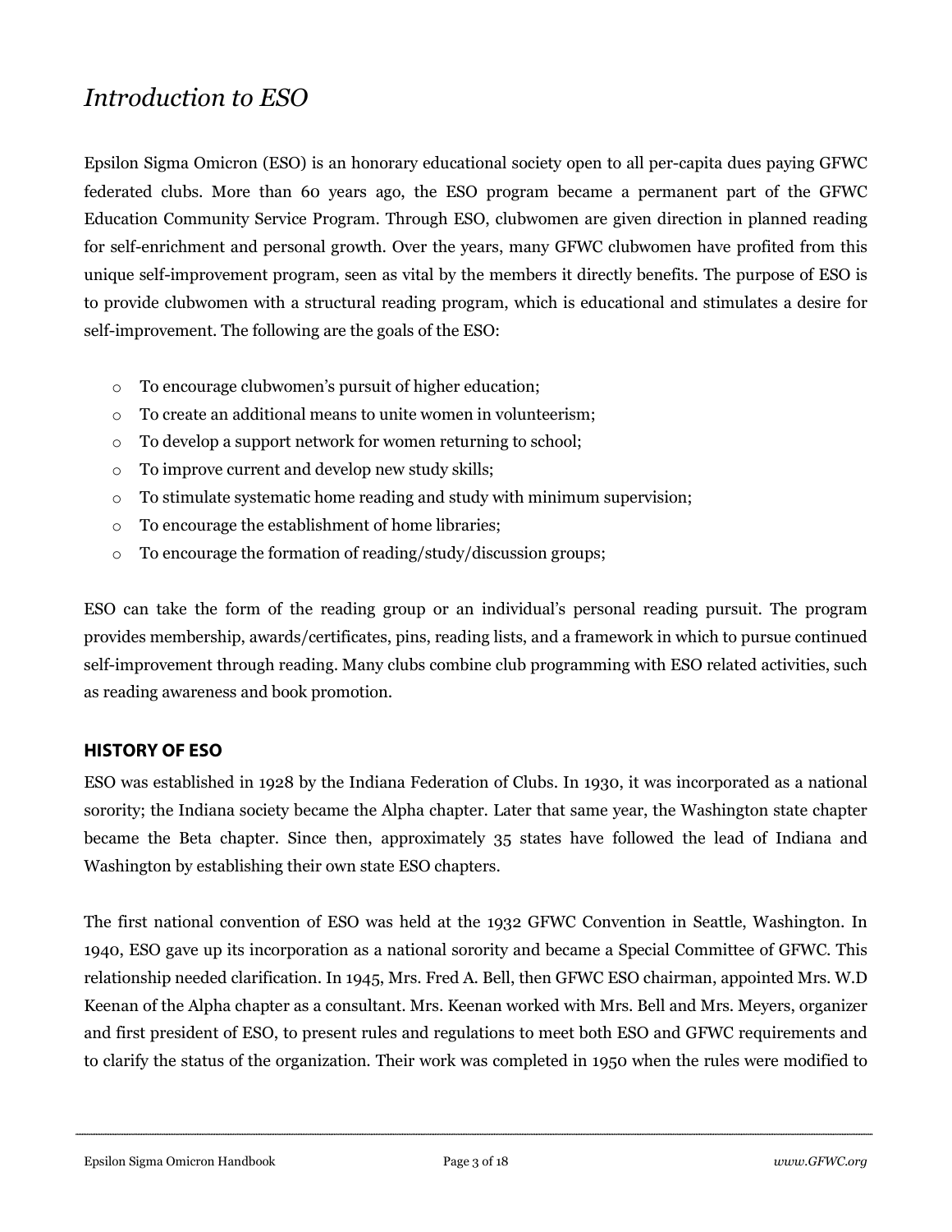# *Introduction to ESO*

Epsilon Sigma Omicron (ESO) is an honorary educational society open to all per-capita dues paying GFWC federated clubs. More than 60 years ago, the ESO program became a permanent part of the GFWC Education Community Service Program. Through ESO, clubwomen are given direction in planned reading for self-enrichment and personal growth. Over the years, many GFWC clubwomen have profited from this unique self-improvement program, seen as vital by the members it directly benefits. The purpose of ESO is to provide clubwomen with a structural reading program, which is educational and stimulates a desire for self-improvement. The following are the goals of the ESO:

- To encourage clubwomen's pursuit of higher education;
- To create an additional means to unite women in volunteerism;
- To develop a support network for women returning to school;
- To improve current and develop new study skills;
- To stimulate systematic home reading and study with minimum supervision;
- To encourage the establishment of home libraries;
- To encourage the formation of reading/study/discussion groups;

ESO can take the form of the reading group or an individual's personal reading pursuit. The program provides membership, awards/certificates, pins, reading lists, and a framework in which to pursue continued self-improvement through reading. Many clubs combine club programming with ESO related activities, such as reading awareness and book promotion.

## HISTORY OF ESO

ESO was established in 1928 by the Indiana Federation of Clubs. In 1930, it was incorporated as a national sorority; the Indiana society became the Alpha chapter. Later that same year, the Washington state chapter became the Beta chapter. Since then, approximately 35 states have followed the lead of Indiana and Washington by establishing their own state ESO chapters.

The first national convention of ESO was held at the 1932 GFWC Convention in Seattle, Washington. In 1940, ESO gave up its incorporation as a national sorority and became a Special Committee of GFWC. This relationship needed clarification. In 1945, Mrs. Fred A. Bell, then GFWC ESO chairman, appointed Mrs. W.D Keenan of the Alpha chapter as a consultant. Mrs. Keenan worked with Mrs. Bell and Mrs. Meyers, organizer and first president of ESO, to present rules and regulations to meet both ESO and GFWC requirements and to clarify the status of the organization. Their work was completed in 1950 when the rules were modified to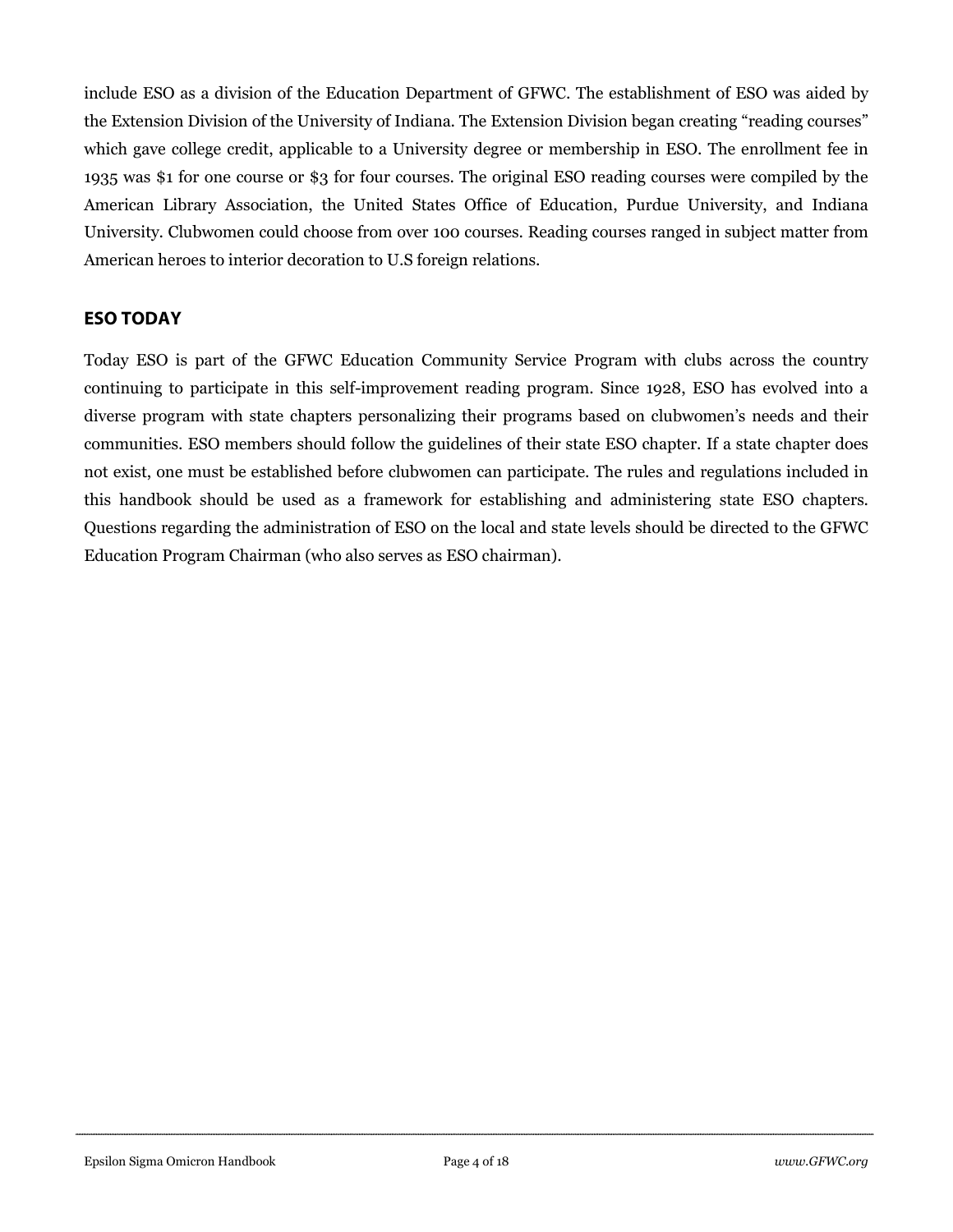include ESO as a division of the Education Department of GFWC. The establishment of ESO was aided by the Extension Division of the University of Indiana. The Extension Division began creating "reading courses" which gave college credit, applicable to a University degree or membership in ESO. The enrollment fee in 1935 was $1 for one course or $3 for four courses. The original ESO reading courses were compiled by the American Library Association, the United States Office of Education, Purdue University, and Indiana University. Clubwomen could choose from over 100 courses. Reading courses ranged in subject matter from American heroes to interior decoration to U.S foreign relations.

## ESO TODAY

Today ESO is part of the GFWC Education Community Service Program with clubs across the country continuing to participate in this self-improvement reading program. Since 1928, ESO has evolved into a diverse program with state chapters personalizing their programs based on clubwomen's needs and their communities. ESO members should follow the guidelines of their state ESO chapter. If a state chapter does not exist, one must be established before clubwomen can participate. The rules and regulations included in this handbook should be used as a framework for establishing and administering state ESO chapters. Questions regarding the administration of ESO on the local and state levels should be directed to the GFWC Education Program Chairman (who also serves as ESO chairman).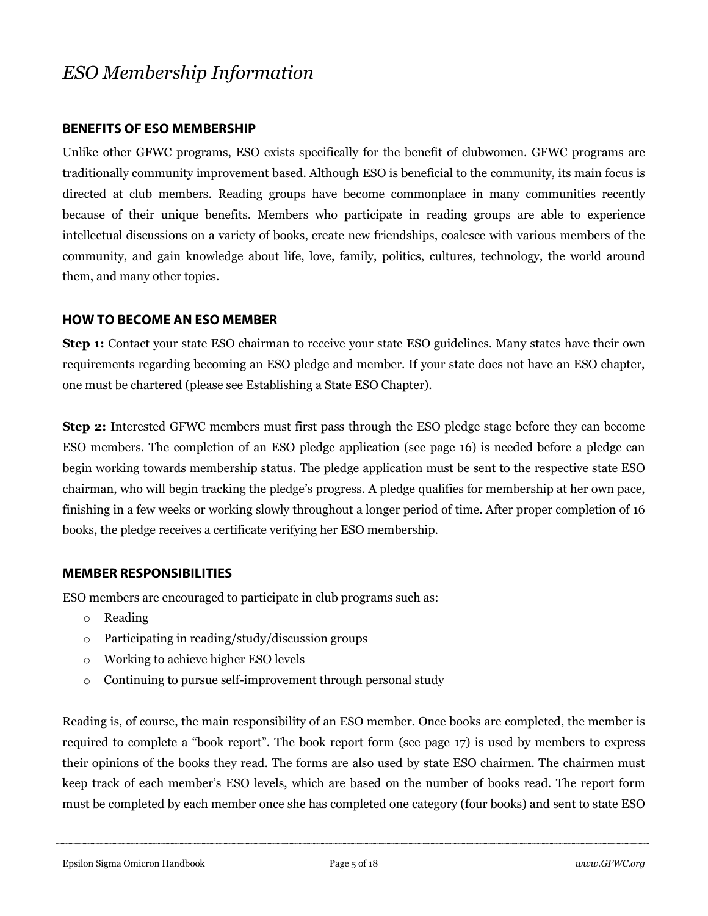# *ESO Membership Information*

## BENEFITS OF ESO MEMBERSHIP

Unlike other GFWC programs, ESO exists specifically for the benefit of clubwomen. GFWC programs are traditionally community improvement based. Although ESO is beneficial to the community, its main focus is directed at club members. Reading groups have become commonplace in many communities recently because of their unique benefits. Members who participate in reading groups are able to experience intellectual discussions on a variety of books, create new friendships, coalesce with various members of the community, and gain knowledge about life, love, family, politics, cultures, technology, the world around them, and many other topics.

## HOW TO BECOME AN ESO MEMBER

**Step 1:** Contact your state ESO chairman to receive your state ESO guidelines. Many states have their own requirements regarding becoming an ESO pledge and member. If your state does not have an ESO chapter, one must be chartered (please see Establishing a State ESO Chapter).

**Step 2:** Interested GFWC members must first pass through the ESO pledge stage before they can become ESO members. The completion of an ESO pledge application (see page 16) is needed before a pledge can begin working towards membership status. The pledge application must be sent to the respective state ESO chairman, who will begin tracking the pledge's progress. A pledge qualifies for membership at her own pace, finishing in a few weeks or working slowly throughout a longer period of time. After proper completion of 16 books, the pledge receives a certificate verifying her ESO membership.

## MEMBER RESPONSIBILITIES

ESO members are encouraged to participate in club programs such as:

- Reading
- Participating in reading/study/discussion groups
- Working to achieve higher ESO levels
- Continuing to pursue self-improvement through personal study

Reading is, of course, the main responsibility of an ESO member. Once books are completed, the member is required to complete a "book report". The book report form (see page 17) is used by members to express their opinions of the books they read. The forms are also used by state ESO chairmen. The chairmen must keep track of each member's ESO levels, which are based on the number of books read. The report form must be completed by each member once she has completed one category (four books) and sent to state ESO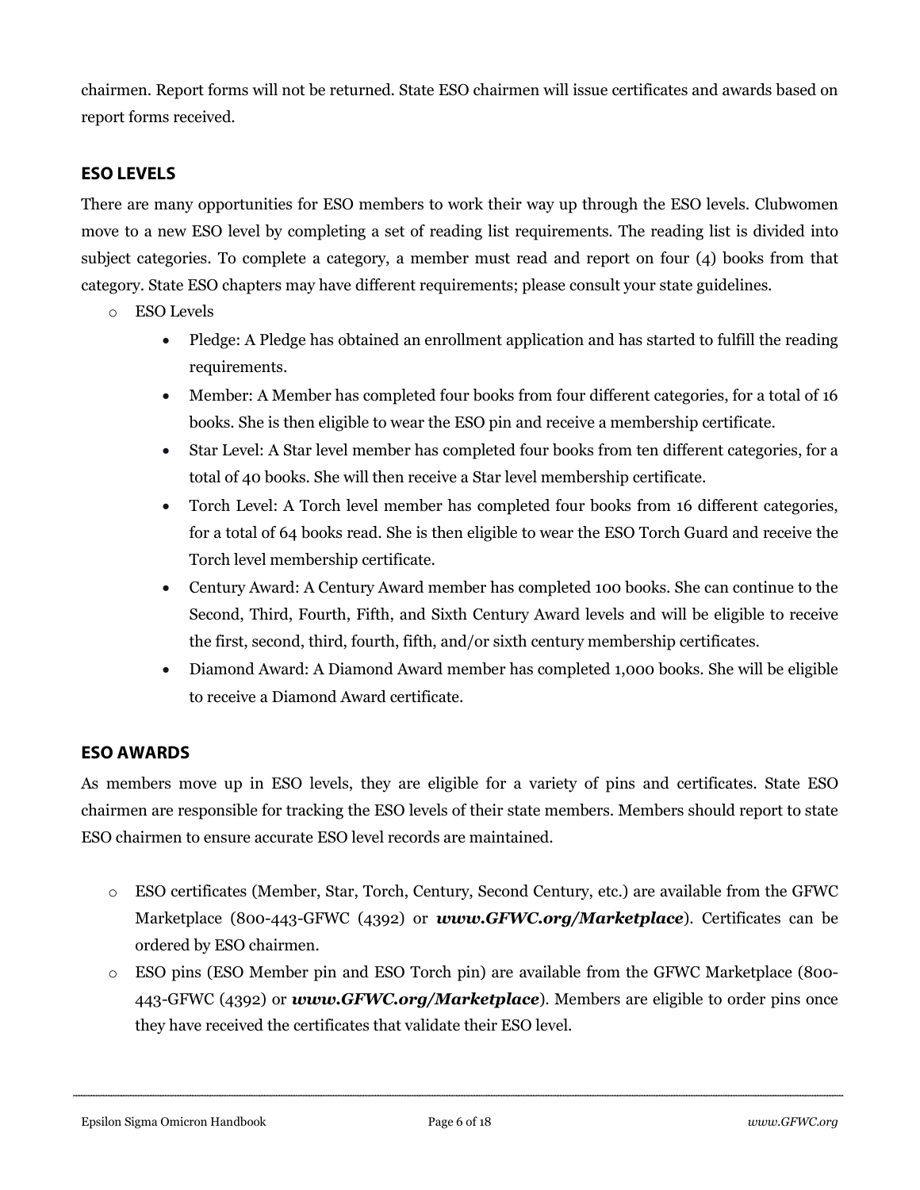chairmen. Report forms will not be returned. State ESO chairmen will issue certificates and awards based on report forms received.

## ESO LEVELS

There are many opportunities for ESO members to work their way up through the ESO levels. Clubwomen move to a new ESO level by completing a set of reading list requirements. The reading list is divided into subject categories. To complete a category, a member must read and report on four (4) books from that category. State ESO chapters may have different requirements; please consult your state guidelines.

- ESO Levels
  - Pledge: A Pledge has obtained an enrollment application and has started to fulfill the reading requirements.
  - Member: A Member has completed four books from four different categories, for a total of 16 books. She is then eligible to wear the ESO pin and receive a membership certificate.
  - Star Level: A Star level member has completed four books from ten different categories, for a total of 40 books. She will then receive a Star level membership certificate.
  - Torch Level: A Torch level member has completed four books from 16 different categories, for a total of 64 books read. She is then eligible to wear the ESO Torch Guard and receive the Torch level membership certificate.
  - Century Award: A Century Award member has completed 100 books. She can continue to the Second, Third, Fourth, Fifth, and Sixth Century Award levels and will be eligible to receive the first, second, third, fourth, fifth, and/or sixth century membership certificates.
  - Diamond Award: A Diamond Award member has completed 1,000 books. She will be eligible to receive a Diamond Award certificate.

## ESO AWARDS

As members move up in ESO levels, they are eligible for a variety of pins and certificates. State ESO chairmen are responsible for tracking the ESO levels of their state members. Members should report to state ESO chairmen to ensure accurate ESO level records are maintained.

- ESO certificates (Member, Star, Torch, Century, Second Century, etc.) are available from the GFWC Marketplace (800-443-GFWC (4392) or ***www.GFWC.org/Marketplace***). Certificates can be ordered by ESO chairmen.
- ESO pins (ESO Member pin and ESO Torch pin) are available from the GFWC Marketplace (800-443-GFWC (4392) or ***www.GFWC.org/Marketplace***). Members are eligible to order pins once they have received the certificates that validate their ESO level.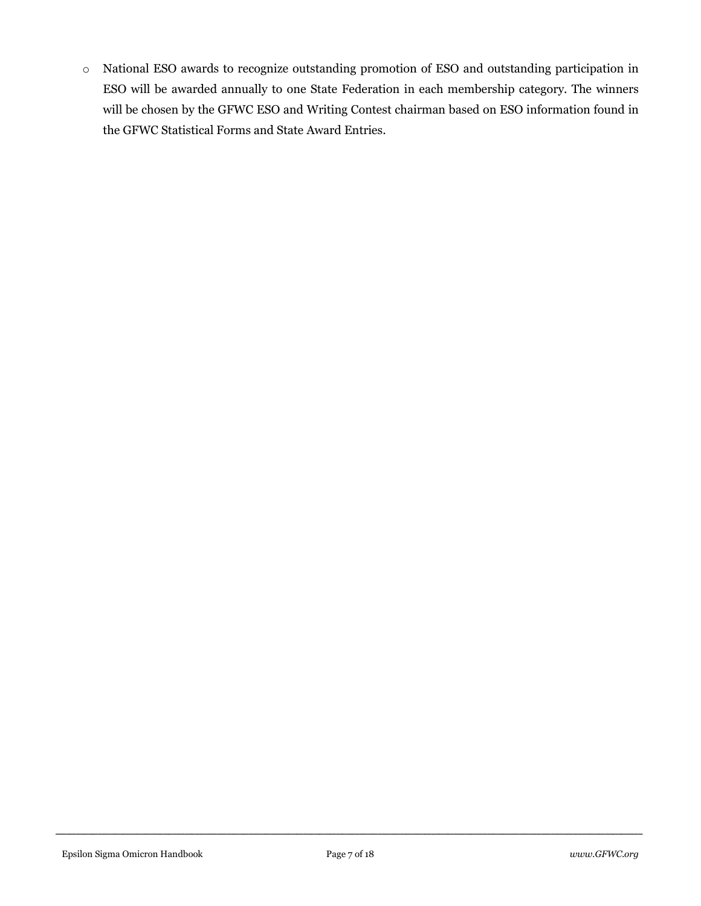- National ESO awards to recognize outstanding promotion of ESO and outstanding participation in ESO will be awarded annually to one State Federation in each membership category. The winners will be chosen by the GFWC ESO and Writing Contest chairman based on ESO information found in the GFWC Statistical Forms and State Award Entries.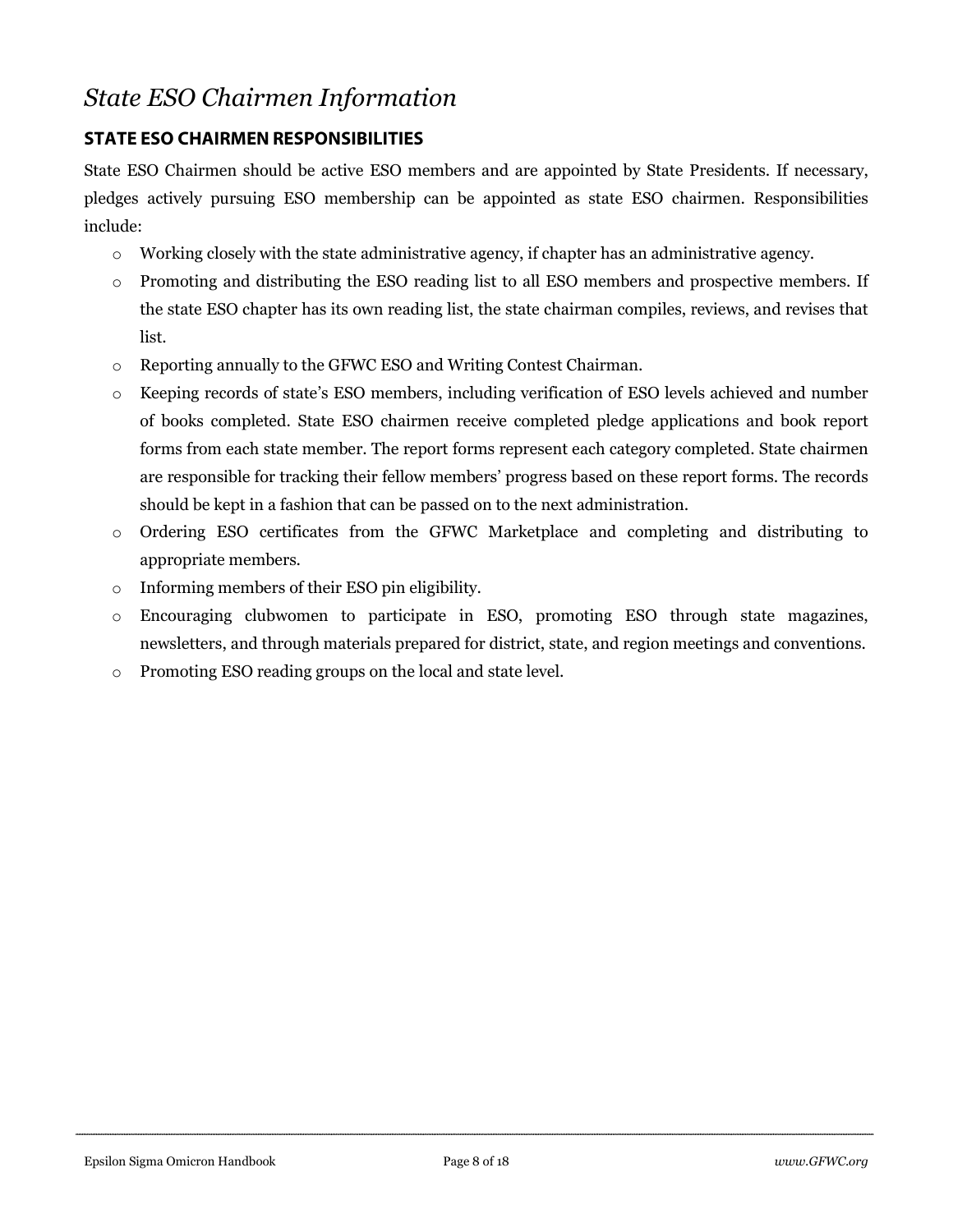# *State ESO Chairmen Information*

## STATE ESO CHAIRMEN RESPONSIBILITIES

State ESO Chairmen should be active ESO members and are appointed by State Presidents. If necessary, pledges actively pursuing ESO membership can be appointed as state ESO chairmen. Responsibilities include:

- Working closely with the state administrative agency, if chapter has an administrative agency.
- Promoting and distributing the ESO reading list to all ESO members and prospective members. If the state ESO chapter has its own reading list, the state chairman compiles, reviews, and revises that list.
- Reporting annually to the GFWC ESO and Writing Contest Chairman.
- Keeping records of state's ESO members, including verification of ESO levels achieved and number of books completed. State ESO chairmen receive completed pledge applications and book report forms from each state member. The report forms represent each category completed. State chairmen are responsible for tracking their fellow members' progress based on these report forms. The records should be kept in a fashion that can be passed on to the next administration.
- Ordering ESO certificates from the GFWC Marketplace and completing and distributing to appropriate members.
- Informing members of their ESO pin eligibility.
- Encouraging clubwomen to participate in ESO, promoting ESO through state magazines, newsletters, and through materials prepared for district, state, and region meetings and conventions.
- Promoting ESO reading groups on the local and state level.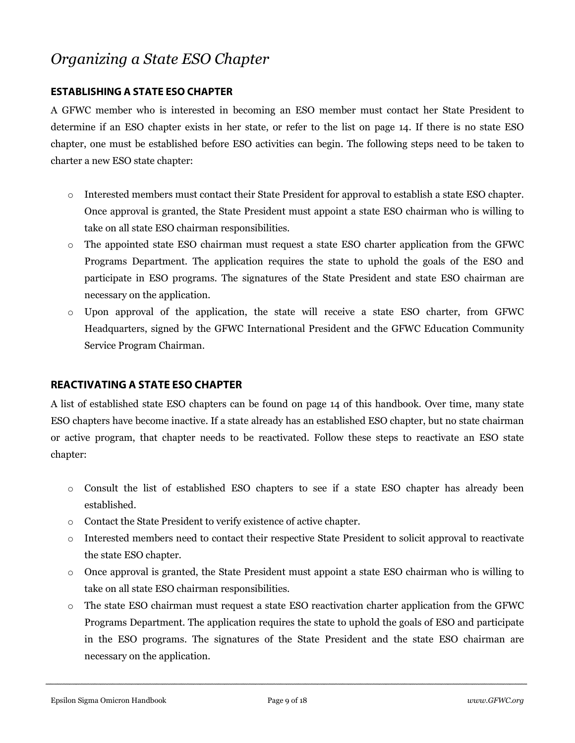# *Organizing a State ESO Chapter*

### ESTABLISHING A STATE ESO CHAPTER

A GFWC member who is interested in becoming an ESO member must contact her State President to determine if an ESO chapter exists in her state, or refer to the list on page 14. If there is no state ESO chapter, one must be established before ESO activities can begin. The following steps need to be taken to charter a new ESO state chapter:

- Interested members must contact their State President for approval to establish a state ESO chapter. Once approval is granted, the State President must appoint a state ESO chairman who is willing to take on all state ESO chairman responsibilities.
- The appointed state ESO chairman must request a state ESO charter application from the GFWC Programs Department. The application requires the state to uphold the goals of the ESO and participate in ESO programs. The signatures of the State President and state ESO chairman are necessary on the application.
- Upon approval of the application, the state will receive a state ESO charter, from GFWC Headquarters, signed by the GFWC International President and the GFWC Education Community Service Program Chairman.

### REACTIVATING A STATE ESO CHAPTER

A list of established state ESO chapters can be found on page 14 of this handbook. Over time, many state ESO chapters have become inactive. If a state already has an established ESO chapter, but no state chairman or active program, that chapter needs to be reactivated. Follow these steps to reactivate an ESO state chapter:

- Consult the list of established ESO chapters to see if a state ESO chapter has already been established.
- Contact the State President to verify existence of active chapter.
- Interested members need to contact their respective State President to solicit approval to reactivate the state ESO chapter.
- Once approval is granted, the State President must appoint a state ESO chairman who is willing to take on all state ESO chairman responsibilities.
- The state ESO chairman must request a state ESO reactivation charter application from the GFWC Programs Department. The application requires the state to uphold the goals of ESO and participate in the ESO programs. The signatures of the State President and the state ESO chairman are necessary on the application.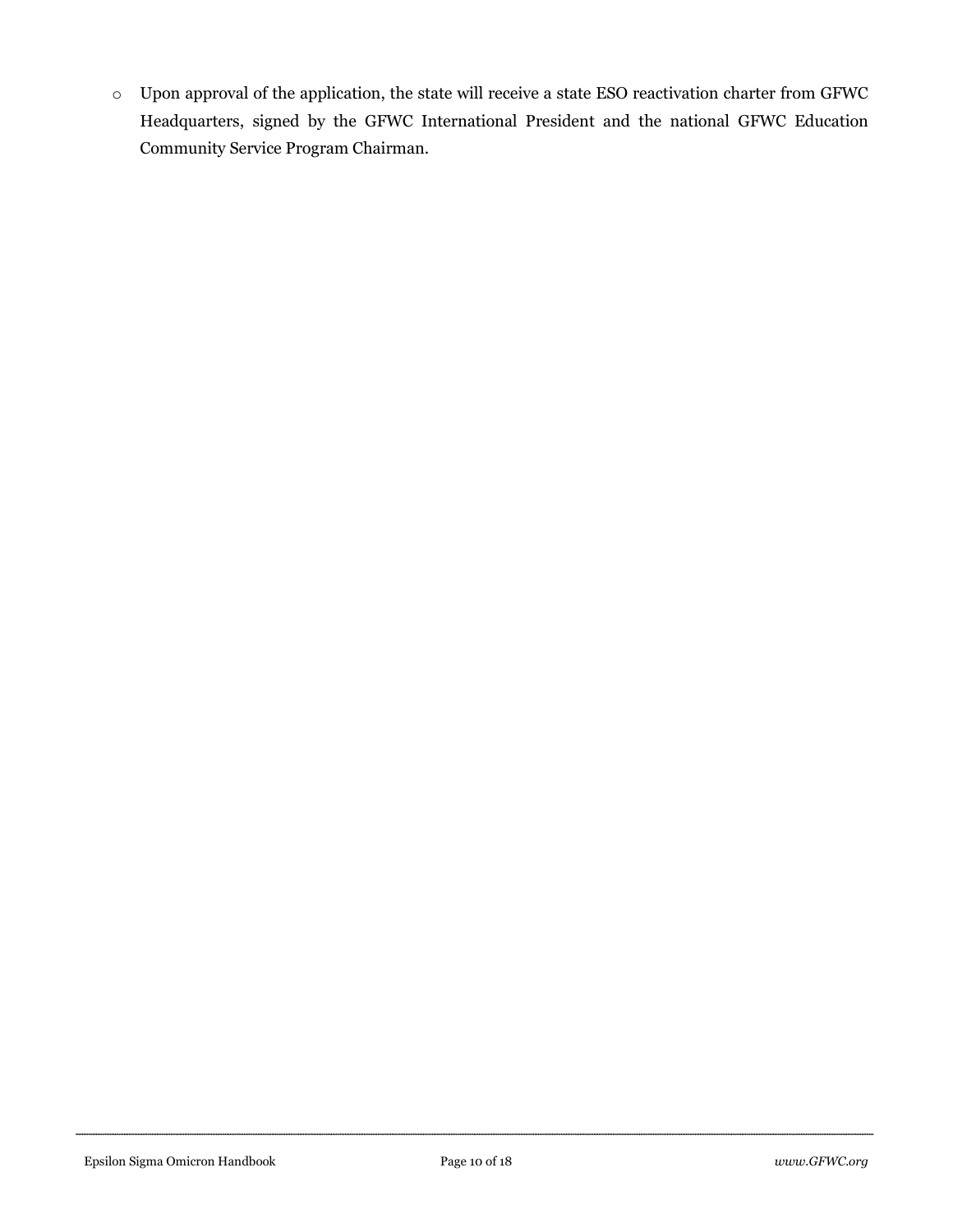- Upon approval of the application, the state will receive a state ESO reactivation charter from GFWC Headquarters, signed by the GFWC International President and the national GFWC Education Community Service Program Chairman.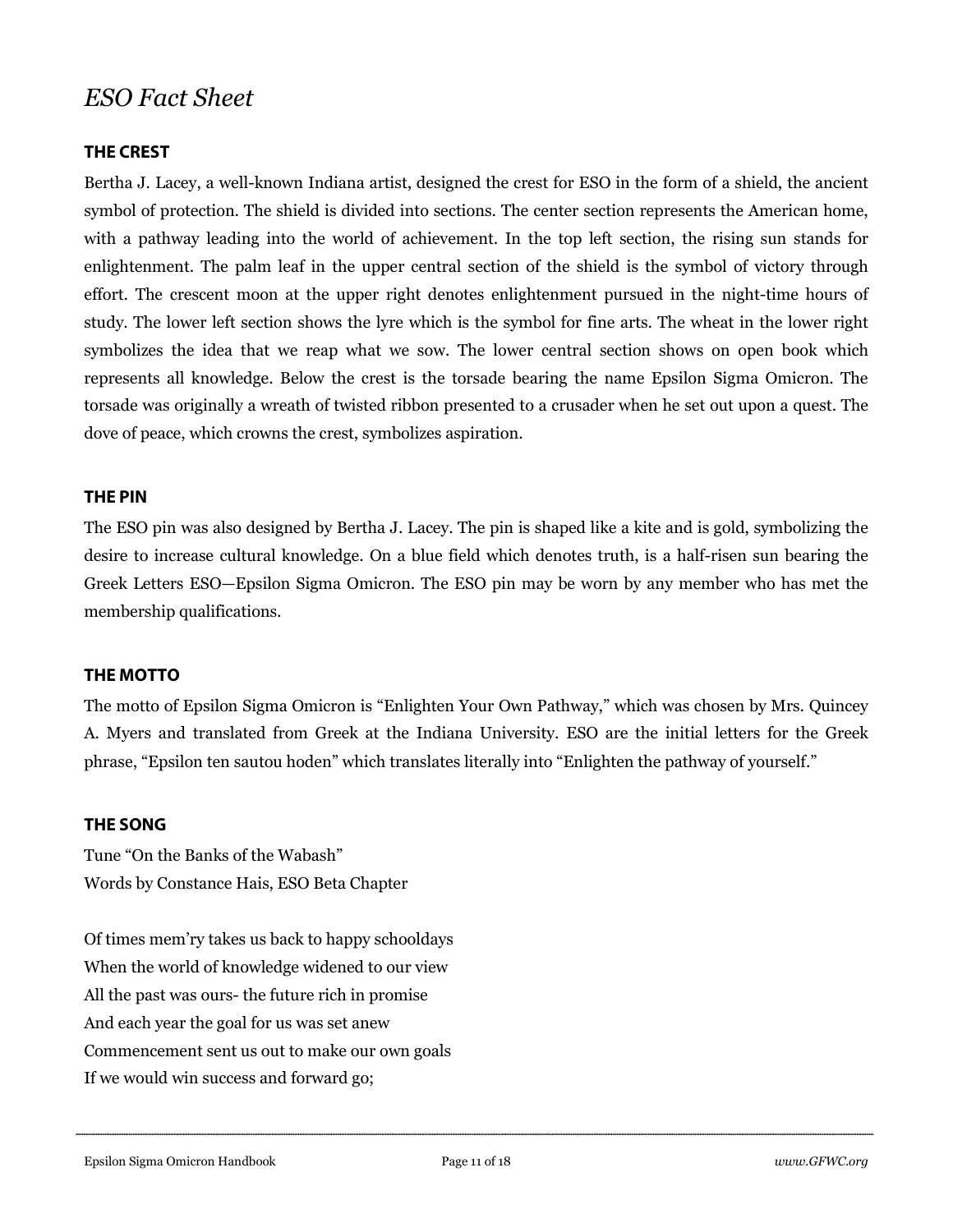# *ESO Fact Sheet*

### THE CREST

Bertha J. Lacey, a well-known Indiana artist, designed the crest for ESO in the form of a shield, the ancient symbol of protection. The shield is divided into sections. The center section represents the American home, with a pathway leading into the world of achievement. In the top left section, the rising sun stands for enlightenment. The palm leaf in the upper central section of the shield is the symbol of victory through effort. The crescent moon at the upper right denotes enlightenment pursued in the night-time hours of study. The lower left section shows the lyre which is the symbol for fine arts. The wheat in the lower right symbolizes the idea that we reap what we sow. The lower central section shows on open book which represents all knowledge. Below the crest is the torsade bearing the name Epsilon Sigma Omicron. The torsade was originally a wreath of twisted ribbon presented to a crusader when he set out upon a quest. The dove of peace, which crowns the crest, symbolizes aspiration.

### THE PIN

The ESO pin was also designed by Bertha J. Lacey. The pin is shaped like a kite and is gold, symbolizing the desire to increase cultural knowledge. On a blue field which denotes truth, is a half-risen sun bearing the Greek Letters ESO—Epsilon Sigma Omicron. The ESO pin may be worn by any member who has met the membership qualifications.

### THE MOTTO

The motto of Epsilon Sigma Omicron is "Enlighten Your Own Pathway," which was chosen by Mrs. Quincey A. Myers and translated from Greek at the Indiana University. ESO are the initial letters for the Greek phrase, "Epsilon ten sautou hoden" which translates literally into "Enlighten the pathway of yourself."

### THE SONG

Tune "On the Banks of the Wabash"
Words by Constance Hais, ESO Beta Chapter

Of times mem'ry takes us back to happy schooldays
When the world of knowledge widened to our view
All the past was ours- the future rich in promise
And each year the goal for us was set anew
Commencement sent us out to make our own goals
If we would win success and forward go;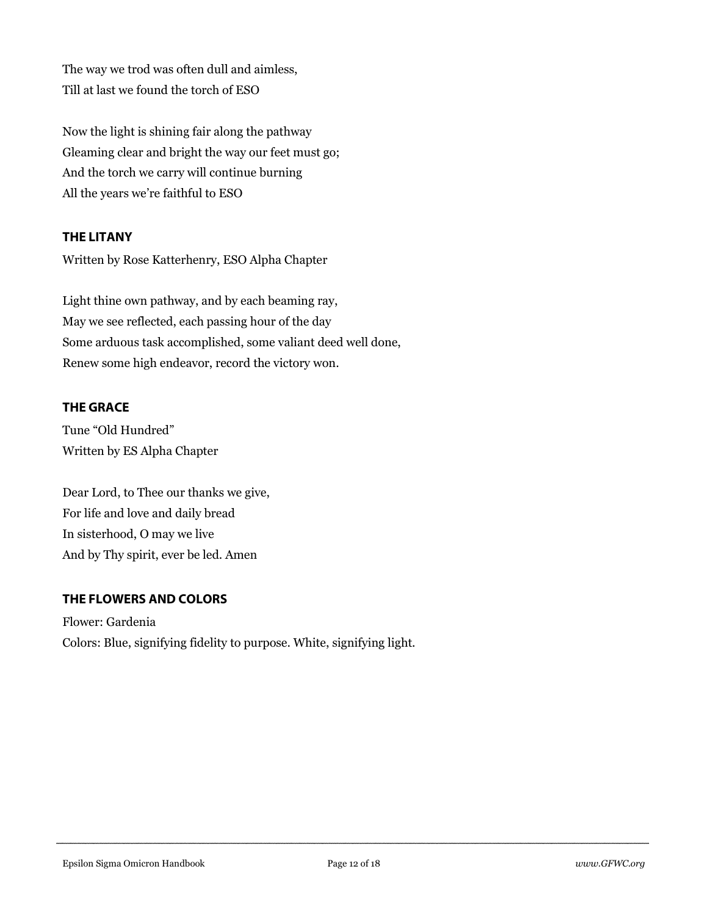The way we trod was often dull and aimless,
Till at last we found the torch of ESO

Now the light is shining fair along the pathway
Gleaming clear and bright the way our feet must go;
And the torch we carry will continue burning
All the years we're faithful to ESO

## THE LITANY

Written by Rose Katterhenry, ESO Alpha Chapter

Light thine own pathway, and by each beaming ray,
May we see reflected, each passing hour of the day
Some arduous task accomplished, some valiant deed well done,
Renew some high endeavor, record the victory won.

## THE GRACE

Tune "Old Hundred"
Written by ES Alpha Chapter

Dear Lord, to Thee our thanks we give,
For life and love and daily bread
In sisterhood, O may we live
And by Thy spirit, ever be led. Amen

## THE FLOWERS AND COLORS

Flower: Gardenia
Colors: Blue, signifying fidelity to purpose. White, signifying light.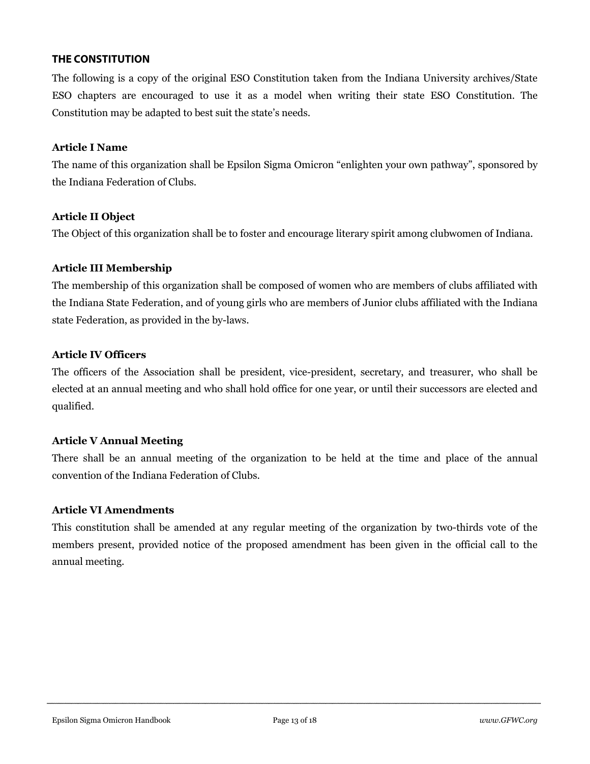## THE CONSTITUTION

The following is a copy of the original ESO Constitution taken from the Indiana University archives/State ESO chapters are encouraged to use it as a model when writing their state ESO Constitution. The Constitution may be adapted to best suit the state's needs.

### Article I Name

The name of this organization shall be Epsilon Sigma Omicron "enlighten your own pathway", sponsored by the Indiana Federation of Clubs.

### Article II Object

The Object of this organization shall be to foster and encourage literary spirit among clubwomen of Indiana.

### Article III Membership

The membership of this organization shall be composed of women who are members of clubs affiliated with the Indiana State Federation, and of young girls who are members of Junior clubs affiliated with the Indiana state Federation, as provided in the by-laws.

### Article IV Officers

The officers of the Association shall be president, vice-president, secretary, and treasurer, who shall be elected at an annual meeting and who shall hold office for one year, or until their successors are elected and qualified.

### Article V Annual Meeting

There shall be an annual meeting of the organization to be held at the time and place of the annual convention of the Indiana Federation of Clubs.

### Article VI Amendments

This constitution shall be amended at any regular meeting of the organization by two-thirds vote of the members present, provided notice of the proposed amendment has been given in the official call to the annual meeting.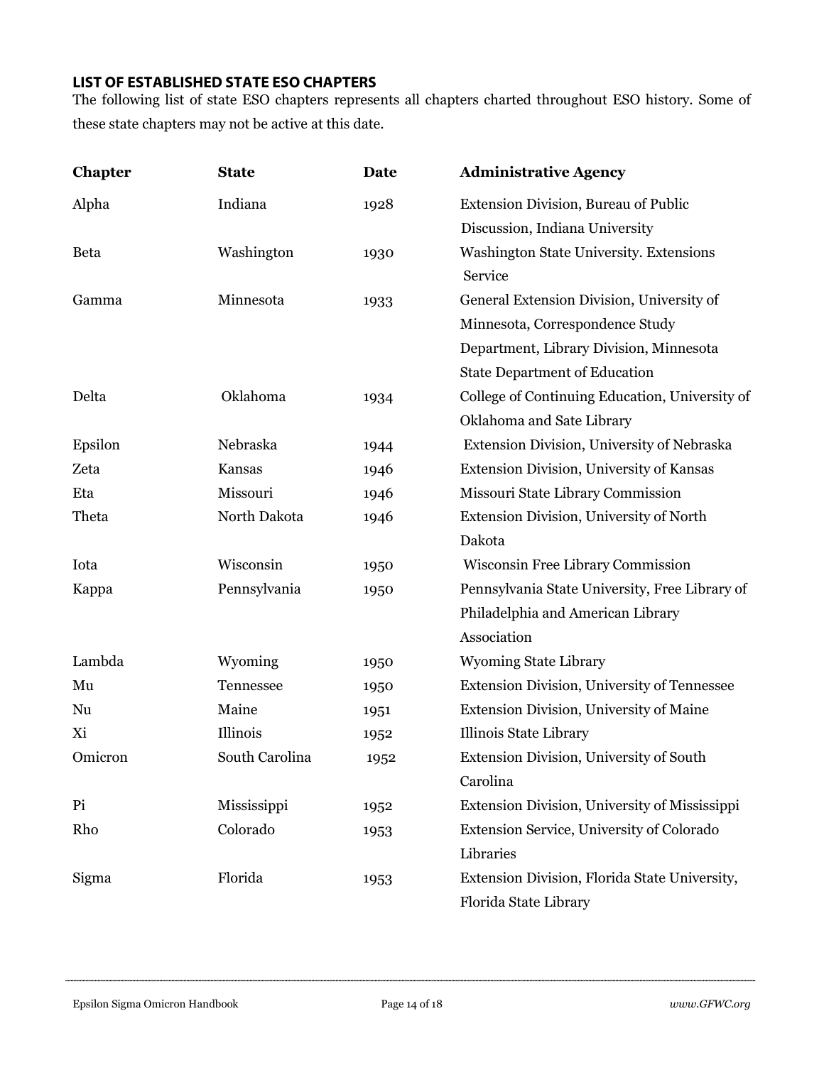## LIST OF ESTABLISHED STATE ESO CHAPTERS

The following list of state ESO chapters represents all chapters charted throughout ESO history. Some of these state chapters may not be active at this date.

| Chapter | State | Date | Administrative Agency |
|---|---|---|---|
| Alpha | Indiana | 1928 | Extension Division, Bureau of Public Discussion, Indiana University |
| Beta | Washington | 1930 | Washington State University. Extensions Service |
| Gamma | Minnesota | 1933 | General Extension Division, University of Minnesota, Correspondence Study Department, Library Division, Minnesota State Department of Education |
| Delta | Oklahoma | 1934 | College of Continuing Education, University of Oklahoma and Sate Library |
| Epsilon | Nebraska | 1944 | Extension Division, University of Nebraska |
| Zeta | Kansas | 1946 | Extension Division, University of Kansas |
| Eta | Missouri | 1946 | Missouri State Library Commission |
| Theta | North Dakota | 1946 | Extension Division, University of North Dakota |
| Iota | Wisconsin | 1950 | Wisconsin Free Library Commission |
| Kappa | Pennsylvania | 1950 | Pennsylvania State University, Free Library of Philadelphia and American Library Association |
| Lambda | Wyoming | 1950 | Wyoming State Library |
| Mu | Tennessee | 1950 | Extension Division, University of Tennessee |
| Nu | Maine | 1951 | Extension Division, University of Maine |
| Xi | Illinois | 1952 | Illinois State Library |
| Omicron | South Carolina | 1952 | Extension Division, University of South Carolina |
| Pi | Mississippi | 1952 | Extension Division, University of Mississippi |
| Rho | Colorado | 1953 | Extension Service, University of Colorado Libraries |
| Sigma | Florida | 1953 | Extension Division, Florida State University, Florida State Library |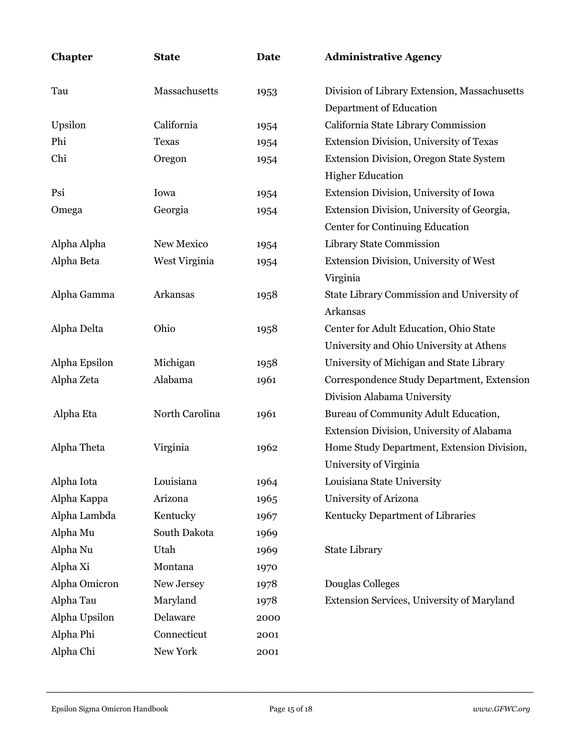| Chapter | State | Date | Administrative Agency |
|---|---|---|---|
| Tau | Massachusetts | 1953 | Division of Library Extension, Massachusetts Department of Education |
| Upsilon | California | 1954 | California State Library Commission |
| Phi | Texas | 1954 | Extension Division, University of Texas |
| Chi | Oregon | 1954 | Extension Division, Oregon State System Higher Education |
| Psi | Iowa | 1954 | Extension Division, University of Iowa |
| Omega | Georgia | 1954 | Extension Division, University of Georgia, Center for Continuing Education |
| Alpha Alpha | New Mexico | 1954 | Library State Commission |
| Alpha Beta | West Virginia | 1954 | Extension Division, University of West Virginia |
| Alpha Gamma | Arkansas | 1958 | State Library Commission and University of Arkansas |
| Alpha Delta | Ohio | 1958 | Center for Adult Education, Ohio State University and Ohio University at Athens |
| Alpha Epsilon | Michigan | 1958 | University of Michigan and State Library |
| Alpha Zeta | Alabama | 1961 | Correspondence Study Department, Extension Division Alabama University |
| Alpha Eta | North Carolina | 1961 | Bureau of Community Adult Education, Extension Division, University of Alabama |
| Alpha Theta | Virginia | 1962 | Home Study Department, Extension Division, University of Virginia |
| Alpha Iota | Louisiana | 1964 | Louisiana State University |
| Alpha Kappa | Arizona | 1965 | University of Arizona |
| Alpha Lambda | Kentucky | 1967 | Kentucky Department of Libraries |
| Alpha Mu | South Dakota | 1969 | |
| Alpha Nu | Utah | 1969 | State Library |
| Alpha Xi | Montana | 1970 | |
| Alpha Omicron | New Jersey | 1978 | Douglas Colleges |
| Alpha Tau | Maryland | 1978 | Extension Services, University of Maryland |
| Alpha Upsilon | Delaware | 2000 | |
| Alpha Phi | Connecticut | 2001 | |
| Alpha Chi | New York | 2001 | |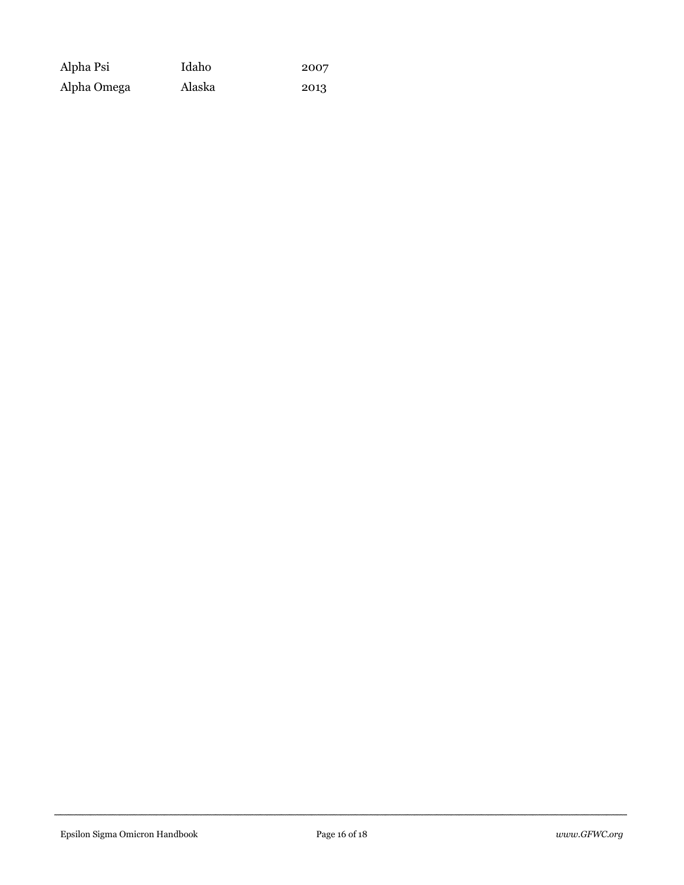| | | |
|---|---|---|
| Alpha Psi | Idaho | 2007 |
| Alpha Omega | Alaska | 2013 |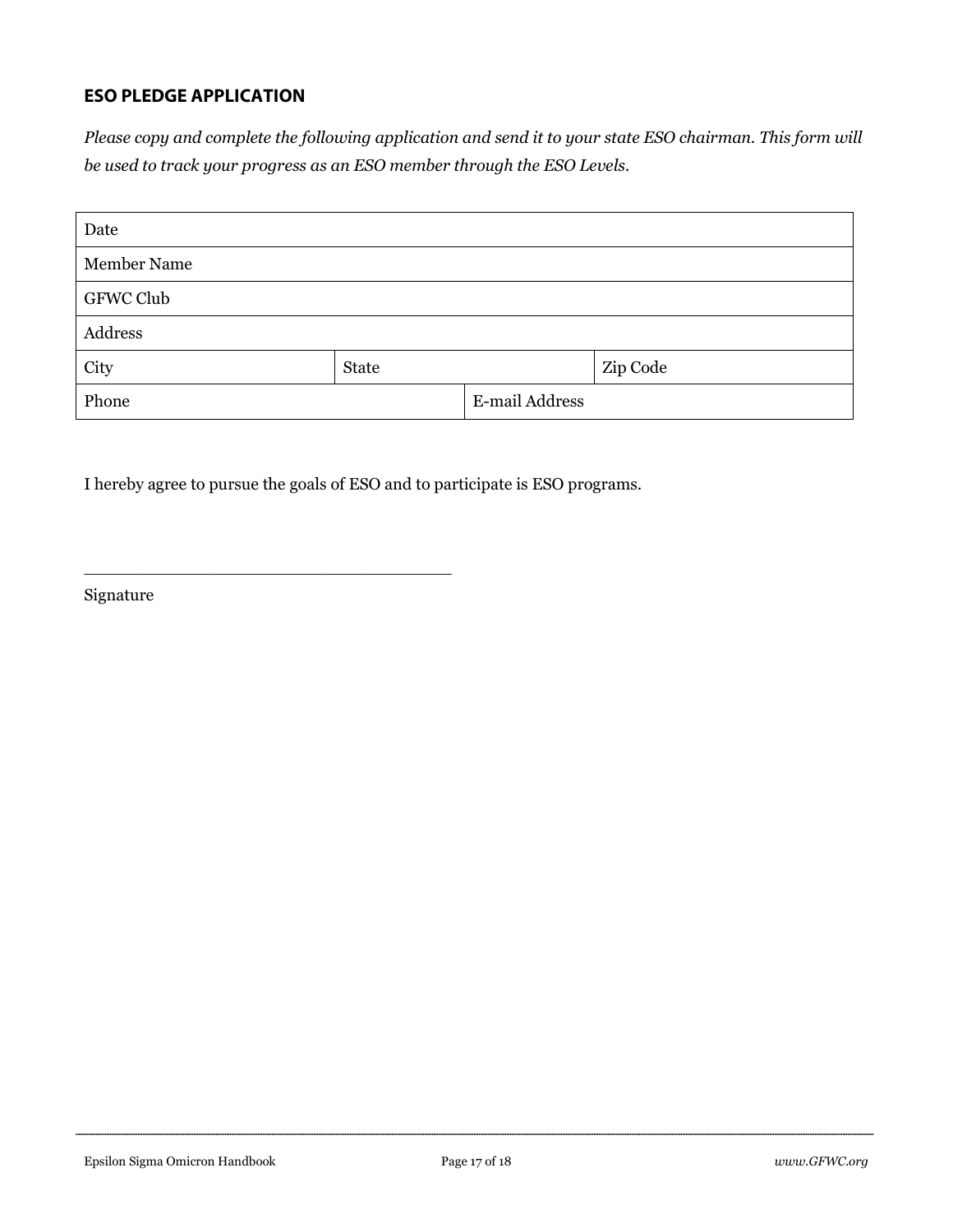### ESO PLEDGE APPLICATION

*Please copy and complete the following application and send it to your state ESO chairman. This form will be used to track your progress as an ESO member through the ESO Levels.*

| Date | | |
|---|---|---|
| Member Name | | |
| GFWC Club | | |
| Address | | |
| City | State | Zip Code |
| Phone | E-mail Address | |

I hereby agree to pursue the goals of ESO and to participate is ESO programs.

\_\_\_\_\_\_\_\_\_\_\_\_\_\_\_\_\_\_\_\_\_\_\_\_\_\_\_\_\_\_\_\_\_\_\_

Signature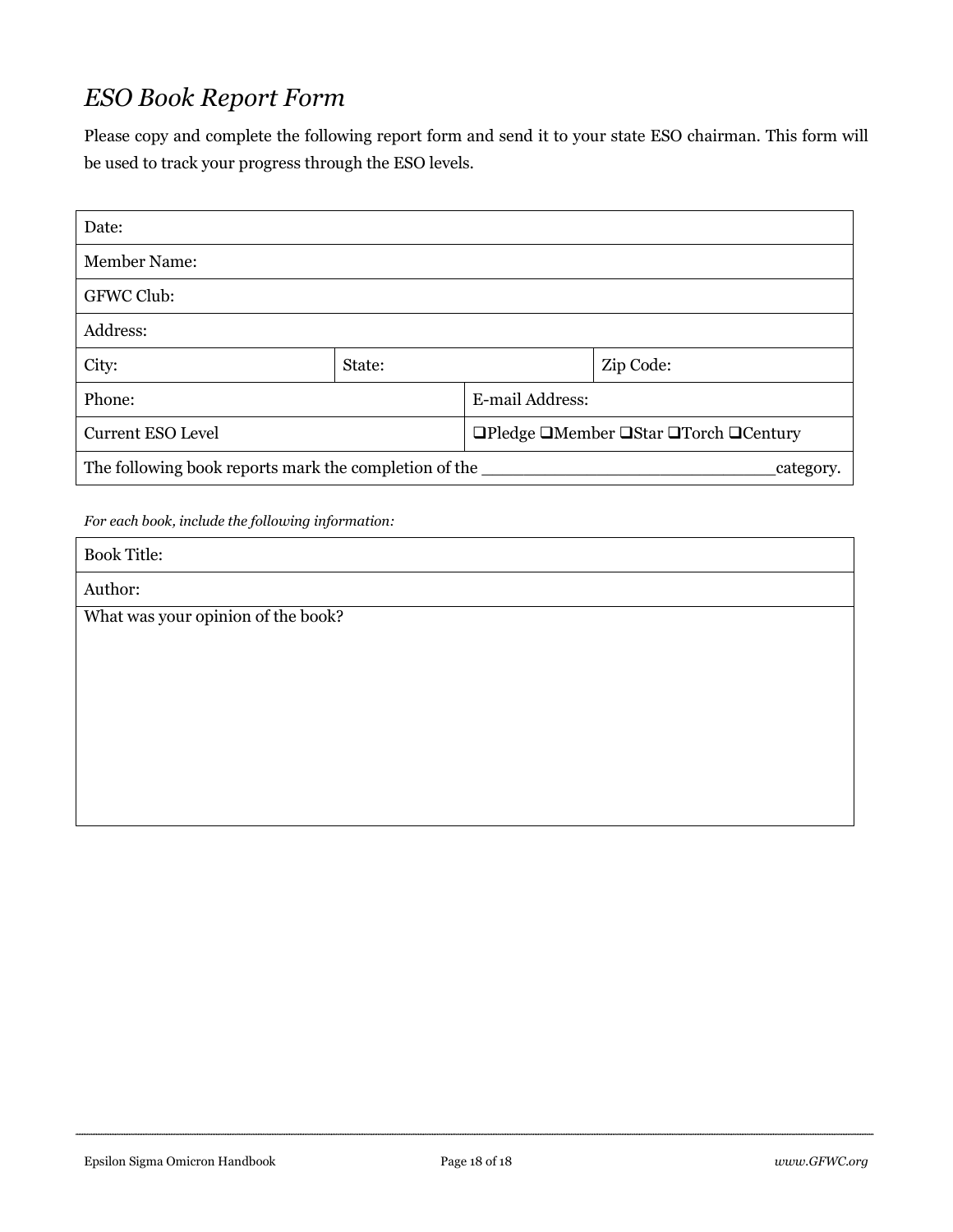## *ESO Book Report Form*

Please copy and complete the following report form and send it to your state ESO chairman. This form will be used to track your progress through the ESO levels.

| | | | |
|---|---|---|---|
| Date: | | | |
| Member Name: | | | |
| GFWC Club: | | | |
| Address: | | | |
| City: | State: | | Zip Code: |
| Phone: | | E-mail Address: | |
| Current ESO Level | | ❑Pledge ❑Member ❑Star ❑Torch ❑Century | |
| The following book reports mark the completion of the ___________________________category. | | | |

*For each book, include the following information:*

| |
|---|
| Book Title: |
| Author: |
| What was your opinion of the book? |